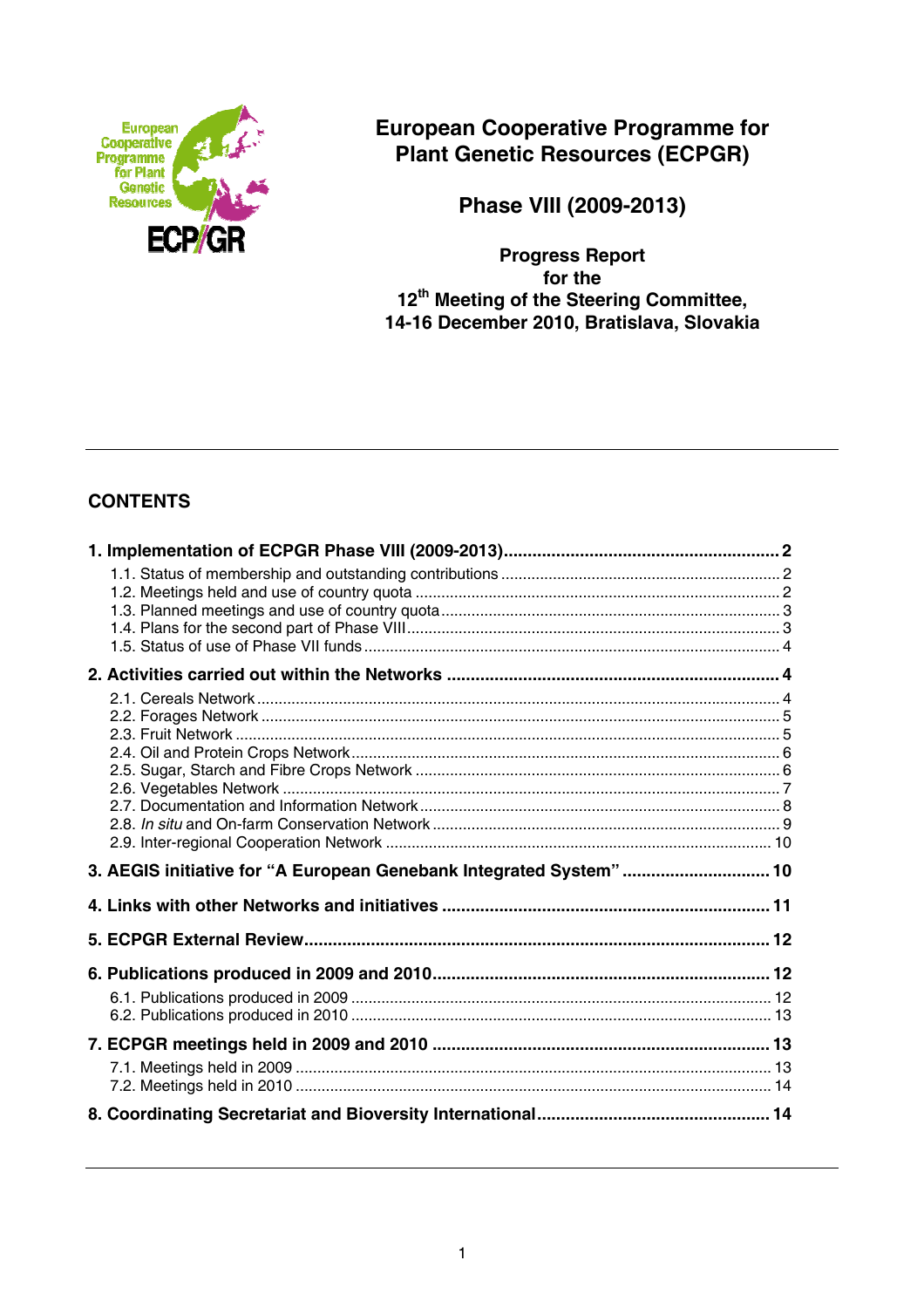# European Cooperative Programme for Plant Genetic Resources (ECPGR)

## Phase VIII (2009-2013)

**Progress Report**
**for the**
**12th Meeting of the Steering Committee,**
**14-16 December 2010, Bratislava, Slovakia**

---

## CONTENTS

**1. Implementation of ECPGR Phase VIII (2009-2013) ........ 2**
- 1.1. Status of membership and outstanding contributions ........ 2
- 1.2. Meetings held and use of country quota ........ 2
- 1.3. Planned meetings and use of country quota ........ 3
- 1.4. Plans for the second part of Phase VIII ........ 3
- 1.5. Status of use of Phase VII funds ........ 4

**2. Activities carried out within the Networks ........ 4**
- 2.1. Cereals Network ........ 4
- 2.2. Forages Network ........ 5
- 2.3. Fruit Network ........ 5
- 2.4. Oil and Protein Crops Network ........ 6
- 2.5. Sugar, Starch and Fibre Crops Network ........ 6
- 2.6. Vegetables Network ........ 7
- 2.7. Documentation and Information Network ........ 8
- 2.8. *In situ* and On-farm Conservation Network ........ 9
- 2.9. Inter-regional Cooperation Network ........ 10

**3. AEGIS initiative for "A European Genebank Integrated System" ........ 10**

**4. Links with other Networks and initiatives ........ 11**

**5. ECPGR External Review ........ 12**

**6. Publications produced in 2009 and 2010 ........ 12**
- 6.1. Publications produced in 2009 ........ 12
- 6.2. Publications produced in 2010 ........ 13

**7. ECPGR meetings held in 2009 and 2010 ........ 13**
- 7.1. Meetings held in 2009 ........ 13
- 7.2. Meetings held in 2010 ........ 14

**8. Coordinating Secretariat and Bioversity International ........ 14**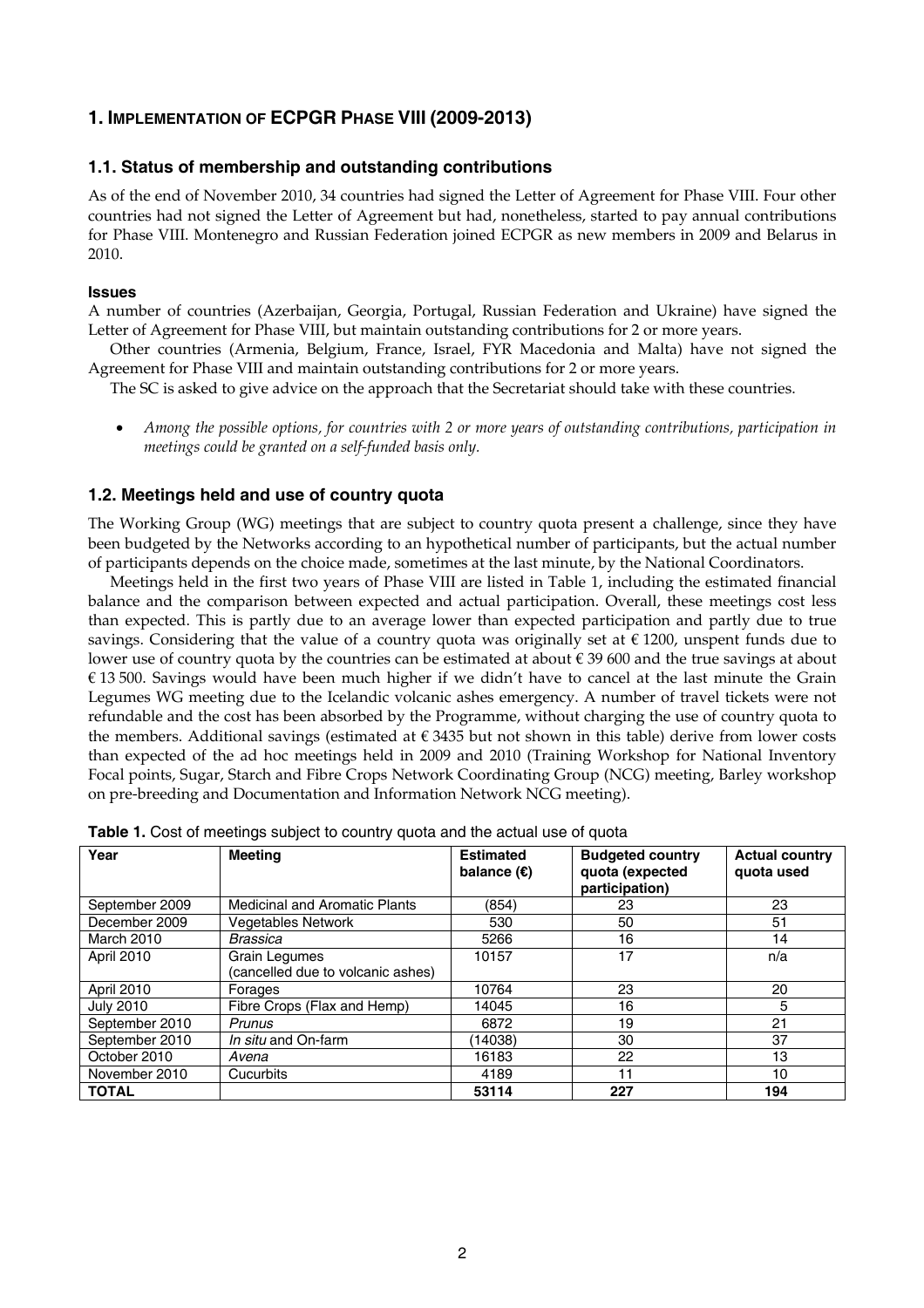## 1. IMPLEMENTATION OF ECPGR PHASE VIII (2009-2013)

### 1.1. Status of membership and outstanding contributions

As of the end of November 2010, 34 countries had signed the Letter of Agreement for Phase VIII. Four other countries had not signed the Letter of Agreement but had, nonetheless, started to pay annual contributions for Phase VIII. Montenegro and Russian Federation joined ECPGR as new members in 2009 and Belarus in 2010.

#### Issues

A number of countries (Azerbaijan, Georgia, Portugal, Russian Federation and Ukraine) have signed the Letter of Agreement for Phase VIII, but maintain outstanding contributions for 2 or more years.

Other countries (Armenia, Belgium, France, Israel, FYR Macedonia and Malta) have not signed the Agreement for Phase VIII and maintain outstanding contributions for 2 or more years.

The SC is asked to give advice on the approach that the Secretariat should take with these countries.

- *Among the possible options, for countries with 2 or more years of outstanding contributions, participation in meetings could be granted on a self-funded basis only.*

### 1.2. Meetings held and use of country quota

The Working Group (WG) meetings that are subject to country quota present a challenge, since they have been budgeted by the Networks according to an hypothetical number of participants, but the actual number of participants depends on the choice made, sometimes at the last minute, by the National Coordinators.

Meetings held in the first two years of Phase VIII are listed in Table 1, including the estimated financial balance and the comparison between expected and actual participation. Overall, these meetings cost less than expected. This is partly due to an average lower than expected participation and partly due to true savings. Considering that the value of a country quota was originally set at € 1200, unspent funds due to lower use of country quota by the countries can be estimated at about € 39 600 and the true savings at about € 13 500. Savings would have been much higher if we didn't have to cancel at the last minute the Grain Legumes WG meeting due to the Icelandic volcanic ashes emergency. A number of travel tickets were not refundable and the cost has been absorbed by the Programme, without charging the use of country quota to the members. Additional savings (estimated at € 3435 but not shown in this table) derive from lower costs than expected of the ad hoc meetings held in 2009 and 2010 (Training Workshop for National Inventory Focal points, Sugar, Starch and Fibre Crops Network Coordinating Group (NCG) meeting, Barley workshop on pre-breeding and Documentation and Information Network NCG meeting).

**Table 1.** Cost of meetings subject to country quota and the actual use of quota

| Year | Meeting | Estimated balance (€) | Budgeted country quota (expected participation) | Actual country quota used |
|---|---|---|---|---|
| September 2009 | Medicinal and Aromatic Plants | (854) | 23 | 23 |
| December 2009 | Vegetables Network | 530 | 50 | 51 |
| March 2010 | *Brassica* | 5266 | 16 | 14 |
| April 2010 | Grain Legumes (cancelled due to volcanic ashes) | 10157 | 17 | n/a |
| April 2010 | Forages | 10764 | 23 | 20 |
| July 2010 | Fibre Crops (Flax and Hemp) | 14045 | 16 | 5 |
| September 2010 | *Prunus* | 6872 | 19 | 21 |
| September 2010 | *In situ* and On-farm | (14038) | 30 | 37 |
| October 2010 | *Avena* | 16183 | 22 | 13 |
| November 2010 | Cucurbits | 4189 | 11 | 10 |
| **TOTAL** | | **53114** | **227** | **194** |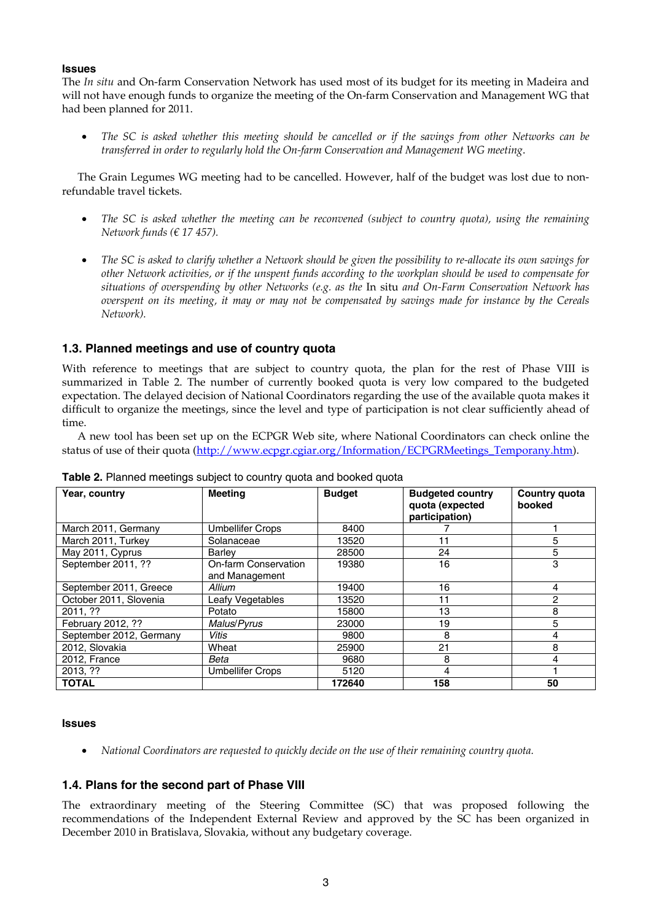**Issues**

The *In situ* and On-farm Conservation Network has used most of its budget for its meeting in Madeira and will not have enough funds to organize the meeting of the On-farm Conservation and Management WG that had been planned for 2011.

- *The SC is asked whether this meeting should be cancelled or if the savings from other Networks can be transferred in order to regularly hold the On-farm Conservation and Management WG meeting.*

The Grain Legumes WG meeting had to be cancelled. However, half of the budget was lost due to non-refundable travel tickets.

- *The SC is asked whether the meeting can be reconvened (subject to country quota), using the remaining Network funds (€ 17 457).*
- *The SC is asked to clarify whether a Network should be given the possibility to re-allocate its own savings for other Network activities, or if the unspent funds according to the workplan should be used to compensate for situations of overspending by other Networks (e.g. as the* In situ *and On-Farm Conservation Network has overspent on its meeting, it may or may not be compensated by savings made for instance by the Cereals Network).*

## 1.3. Planned meetings and use of country quota

With reference to meetings that are subject to country quota, the plan for the rest of Phase VIII is summarized in Table 2. The number of currently booked quota is very low compared to the budgeted expectation. The delayed decision of National Coordinators regarding the use of the available quota makes it difficult to organize the meetings, since the level and type of participation is not clear sufficiently ahead of time.

A new tool has been set up on the ECPGR Web site, where National Coordinators can check online the status of use of their quota (http://www.ecpgr.cgiar.org/Information/ECPGRMeetings_Temporany.htm).

**Table 2.** Planned meetings subject to country quota and booked quota

| Year, country | Meeting | Budget | Budgeted country quota (expected participation) | Country quota booked |
|---|---|---|---|---|
| March 2011, Germany | Umbellifer Crops | 8400 | 7 | 1 |
| March 2011, Turkey | Solanaceae | 13520 | 11 | 5 |
| May 2011, Cyprus | Barley | 28500 | 24 | 5 |
| September 2011, ?? | On-farm Conservation and Management | 19380 | 16 | 3 |
| September 2011, Greece | *Allium* | 19400 | 16 | 4 |
| October 2011, Slovenia | Leafy Vegetables | 13520 | 11 | 2 |
| 2011, ?? | Potato | 15800 | 13 | 8 |
| February 2012, ?? | *Malus*/*Pyrus* | 23000 | 19 | 5 |
| September 2012, Germany | *Vitis* | 9800 | 8 | 4 |
| 2012, Slovakia | Wheat | 25900 | 21 | 8 |
| 2012, France | *Beta* | 9680 | 8 | 4 |
| 2013, ?? | Umbellifer Crops | 5120 | 4 | 1 |
| **TOTAL** | | **172640** | **158** | **50** |

**Issues**

- *National Coordinators are requested to quickly decide on the use of their remaining country quota.*

## 1.4. Plans for the second part of Phase VIII

The extraordinary meeting of the Steering Committee (SC) that was proposed following the recommendations of the Independent External Review and approved by the SC has been organized in December 2010 in Bratislava, Slovakia, without any budgetary coverage.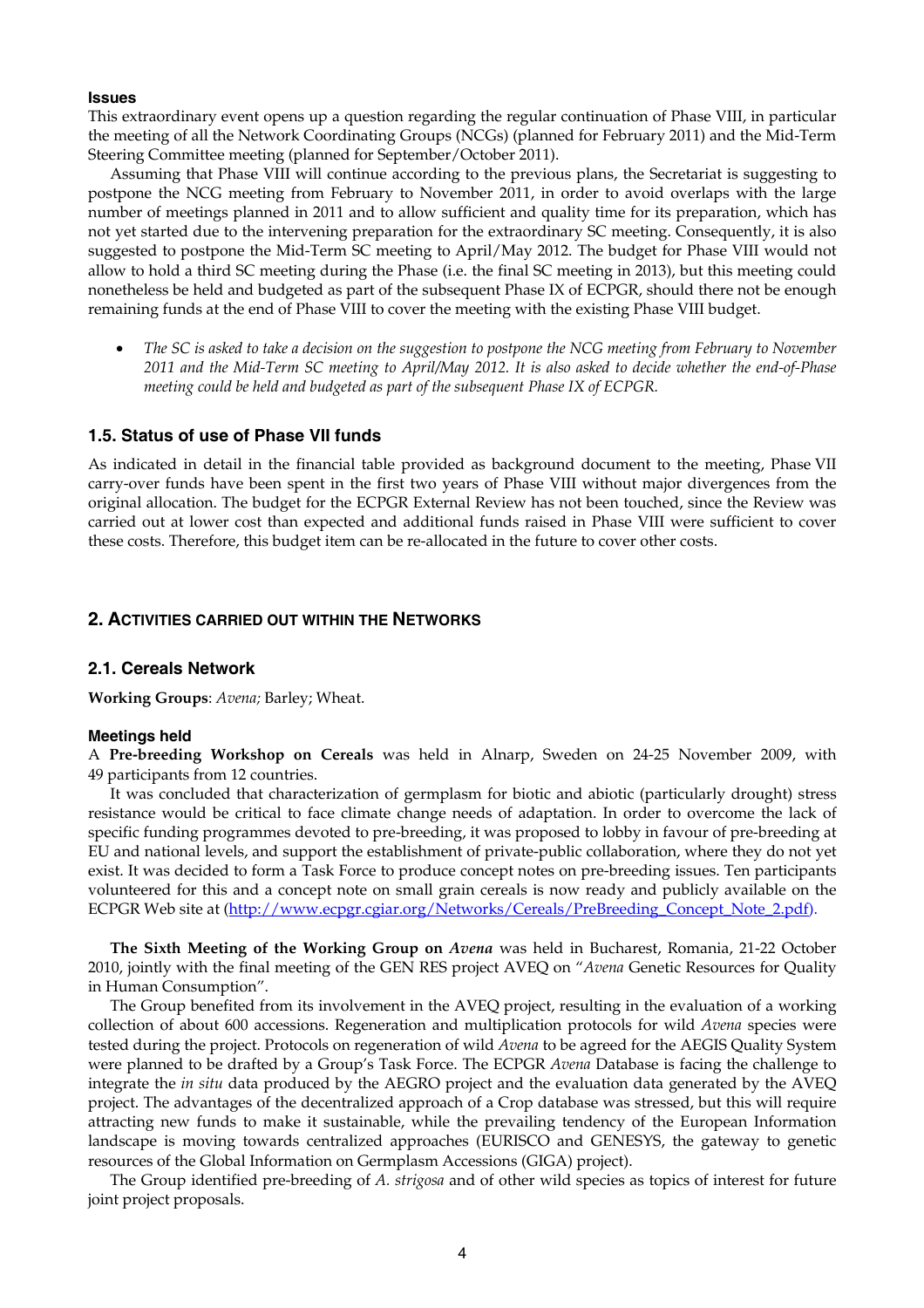#### Issues

This extraordinary event opens up a question regarding the regular continuation of Phase VIII, in particular the meeting of all the Network Coordinating Groups (NCGs) (planned for February 2011) and the Mid-Term Steering Committee meeting (planned for September/October 2011).

Assuming that Phase VIII will continue according to the previous plans, the Secretariat is suggesting to postpone the NCG meeting from February to November 2011, in order to avoid overlaps with the large number of meetings planned in 2011 and to allow sufficient and quality time for its preparation, which has not yet started due to the intervening preparation for the extraordinary SC meeting. Consequently, it is also suggested to postpone the Mid-Term SC meeting to April/May 2012. The budget for Phase VIII would not allow to hold a third SC meeting during the Phase (i.e. the final SC meeting in 2013), but this meeting could nonetheless be held and budgeted as part of the subsequent Phase IX of ECPGR, should there not be enough remaining funds at the end of Phase VIII to cover the meeting with the existing Phase VIII budget.

- *The SC is asked to take a decision on the suggestion to postpone the NCG meeting from February to November 2011 and the Mid-Term SC meeting to April/May 2012. It is also asked to decide whether the end-of-Phase meeting could be held and budgeted as part of the subsequent Phase IX of ECPGR.*

### 1.5. Status of use of Phase VII funds

As indicated in detail in the financial table provided as background document to the meeting, Phase VII carry-over funds have been spent in the first two years of Phase VIII without major divergences from the original allocation. The budget for the ECPGR External Review has not been touched, since the Review was carried out at lower cost than expected and additional funds raised in Phase VIII were sufficient to cover these costs. Therefore, this budget item can be re-allocated in the future to cover other costs.

## 2. Activities carried out within the Networks

### 2.1. Cereals Network

**Working Groups**: *Avena;* Barley; Wheat.

#### Meetings held

A **Pre-breeding Workshop on Cereals** was held in Alnarp, Sweden on 24-25 November 2009, with 49 participants from 12 countries.

It was concluded that characterization of germplasm for biotic and abiotic (particularly drought) stress resistance would be critical to face climate change needs of adaptation. In order to overcome the lack of specific funding programmes devoted to pre-breeding, it was proposed to lobby in favour of pre-breeding at EU and national levels, and support the establishment of private-public collaboration, where they do not yet exist. It was decided to form a Task Force to produce concept notes on pre-breeding issues. Ten participants volunteered for this and a concept note on small grain cereals is now ready and publicly available on the ECPGR Web site at (http://www.ecpgr.cgiar.org/Networks/Cereals/PreBreeding_Concept_Note_2.pdf).

**The Sixth Meeting of the Working Group on *Avena*** was held in Bucharest, Romania, 21-22 October 2010, jointly with the final meeting of the GEN RES project AVEQ on "*Avena* Genetic Resources for Quality in Human Consumption".

The Group benefited from its involvement in the AVEQ project, resulting in the evaluation of a working collection of about 600 accessions. Regeneration and multiplication protocols for wild *Avena* species were tested during the project. Protocols on regeneration of wild *Avena* to be agreed for the AEGIS Quality System were planned to be drafted by a Group's Task Force. The ECPGR *Avena* Database is facing the challenge to integrate the *in situ* data produced by the AEGRO project and the evaluation data generated by the AVEQ project. The advantages of the decentralized approach of a Crop database was stressed, but this will require attracting new funds to make it sustainable, while the prevailing tendency of the European Information landscape is moving towards centralized approaches (EURISCO and GENESYS, the gateway to genetic resources of the Global Information on Germplasm Accessions (GIGA) project).

The Group identified pre-breeding of *A. strigosa* and of other wild species as topics of interest for future joint project proposals.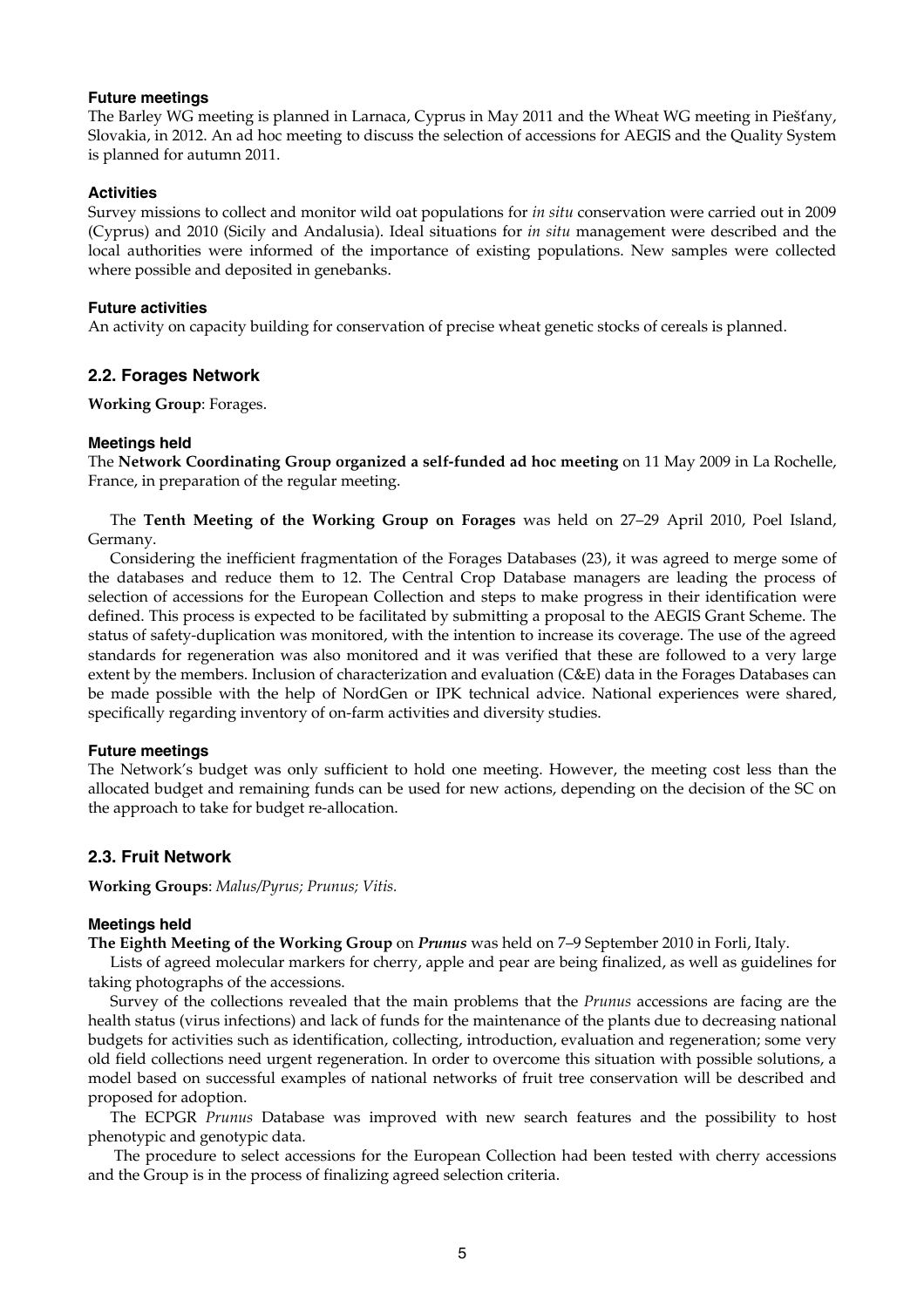#### Future meetings

The Barley WG meeting is planned in Larnaca, Cyprus in May 2011 and the Wheat WG meeting in Piešťany, Slovakia, in 2012. An ad hoc meeting to discuss the selection of accessions for AEGIS and the Quality System is planned for autumn 2011.

#### Activities

Survey missions to collect and monitor wild oat populations for *in situ* conservation were carried out in 2009 (Cyprus) and 2010 (Sicily and Andalusia). Ideal situations for *in situ* management were described and the local authorities were informed of the importance of existing populations. New samples were collected where possible and deposited in genebanks.

#### Future activities

An activity on capacity building for conservation of precise wheat genetic stocks of cereals is planned.

### 2.2. Forages Network

**Working Group**: Forages.

#### Meetings held

The **Network Coordinating Group organized a self-funded ad hoc meeting** on 11 May 2009 in La Rochelle, France, in preparation of the regular meeting.

The **Tenth Meeting of the Working Group on Forages** was held on 27–29 April 2010, Poel Island, Germany.

Considering the inefficient fragmentation of the Forages Databases (23), it was agreed to merge some of the databases and reduce them to 12. The Central Crop Database managers are leading the process of selection of accessions for the European Collection and steps to make progress in their identification were defined. This process is expected to be facilitated by submitting a proposal to the AEGIS Grant Scheme. The status of safety-duplication was monitored, with the intention to increase its coverage. The use of the agreed standards for regeneration was also monitored and it was verified that these are followed to a very large extent by the members. Inclusion of characterization and evaluation (C&E) data in the Forages Databases can be made possible with the help of NordGen or IPK technical advice. National experiences were shared, specifically regarding inventory of on-farm activities and diversity studies.

#### Future meetings

The Network's budget was only sufficient to hold one meeting. However, the meeting cost less than the allocated budget and remaining funds can be used for new actions, depending on the decision of the SC on the approach to take for budget re-allocation.

### 2.3. Fruit Network

**Working Groups**: *Malus/Pyrus; Prunus; Vitis.*

#### Meetings held

**The Eighth Meeting of the Working Group** on ***Prunus*** was held on 7–9 September 2010 in Forli, Italy.

Lists of agreed molecular markers for cherry, apple and pear are being finalized, as well as guidelines for taking photographs of the accessions.

Survey of the collections revealed that the main problems that the *Prunus* accessions are facing are the health status (virus infections) and lack of funds for the maintenance of the plants due to decreasing national budgets for activities such as identification, collecting, introduction, evaluation and regeneration; some very old field collections need urgent regeneration. In order to overcome this situation with possible solutions, a model based on successful examples of national networks of fruit tree conservation will be described and proposed for adoption.

The ECPGR *Prunus* Database was improved with new search features and the possibility to host phenotypic and genotypic data.

The procedure to select accessions for the European Collection had been tested with cherry accessions and the Group is in the process of finalizing agreed selection criteria.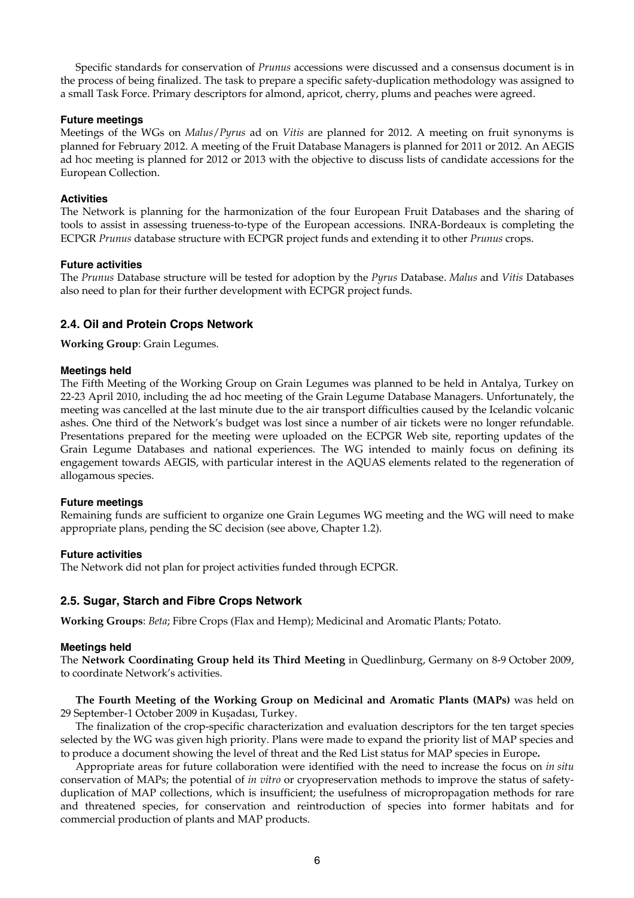Specific standards for conservation of *Prunus* accessions were discussed and a consensus document is in the process of being finalized. The task to prepare a specific safety-duplication methodology was assigned to a small Task Force. Primary descriptors for almond, apricot, cherry, plums and peaches were agreed.

#### Future meetings

Meetings of the WGs on *Malus*/*Pyrus* ad on *Vitis* are planned for 2012. A meeting on fruit synonyms is planned for February 2012. A meeting of the Fruit Database Managers is planned for 2011 or 2012. An AEGIS ad hoc meeting is planned for 2012 or 2013 with the objective to discuss lists of candidate accessions for the European Collection.

#### Activities

The Network is planning for the harmonization of the four European Fruit Databases and the sharing of tools to assist in assessing trueness-to-type of the European accessions. INRA-Bordeaux is completing the ECPGR *Prunus* database structure with ECPGR project funds and extending it to other *Prunus* crops.

#### Future activities

The *Prunus* Database structure will be tested for adoption by the *Pyrus* Database. *Malus* and *Vitis* Databases also need to plan for their further development with ECPGR project funds.

### 2.4. Oil and Protein Crops Network

**Working Group**: Grain Legumes.

#### Meetings held

The Fifth Meeting of the Working Group on Grain Legumes was planned to be held in Antalya, Turkey on 22-23 April 2010, including the ad hoc meeting of the Grain Legume Database Managers. Unfortunately, the meeting was cancelled at the last minute due to the air transport difficulties caused by the Icelandic volcanic ashes. One third of the Network's budget was lost since a number of air tickets were no longer refundable. Presentations prepared for the meeting were uploaded on the ECPGR Web site, reporting updates of the Grain Legume Databases and national experiences. The WG intended to mainly focus on defining its engagement towards AEGIS, with particular interest in the AQUAS elements related to the regeneration of allogamous species.

#### Future meetings

Remaining funds are sufficient to organize one Grain Legumes WG meeting and the WG will need to make appropriate plans, pending the SC decision (see above, Chapter 1.2).

#### Future activities

The Network did not plan for project activities funded through ECPGR.

### 2.5. Sugar, Starch and Fibre Crops Network

**Working Groups**: *Beta*; Fibre Crops (Flax and Hemp); Medicinal and Aromatic Plants*;* Potato.

#### Meetings held

The **Network Coordinating Group held its Third Meeting** in Quedlinburg, Germany on 8-9 October 2009, to coordinate Network's activities.

**The Fourth Meeting of the Working Group on Medicinal and Aromatic Plants (MAPs)** was held on 29 September-1 October 2009 in Kuşadası, Turkey.

The finalization of the crop-specific characterization and evaluation descriptors for the ten target species selected by the WG was given high priority. Plans were made to expand the priority list of MAP species and to produce a document showing the level of threat and the Red List status for MAP species in Europe**.**

Appropriate areas for future collaboration were identified with the need to increase the focus on *in situ* conservation of MAPs; the potential of *in vitro* or cryopreservation methods to improve the status of safety-duplication of MAP collections, which is insufficient; the usefulness of micropropagation methods for rare and threatened species, for conservation and reintroduction of species into former habitats and for commercial production of plants and MAP products.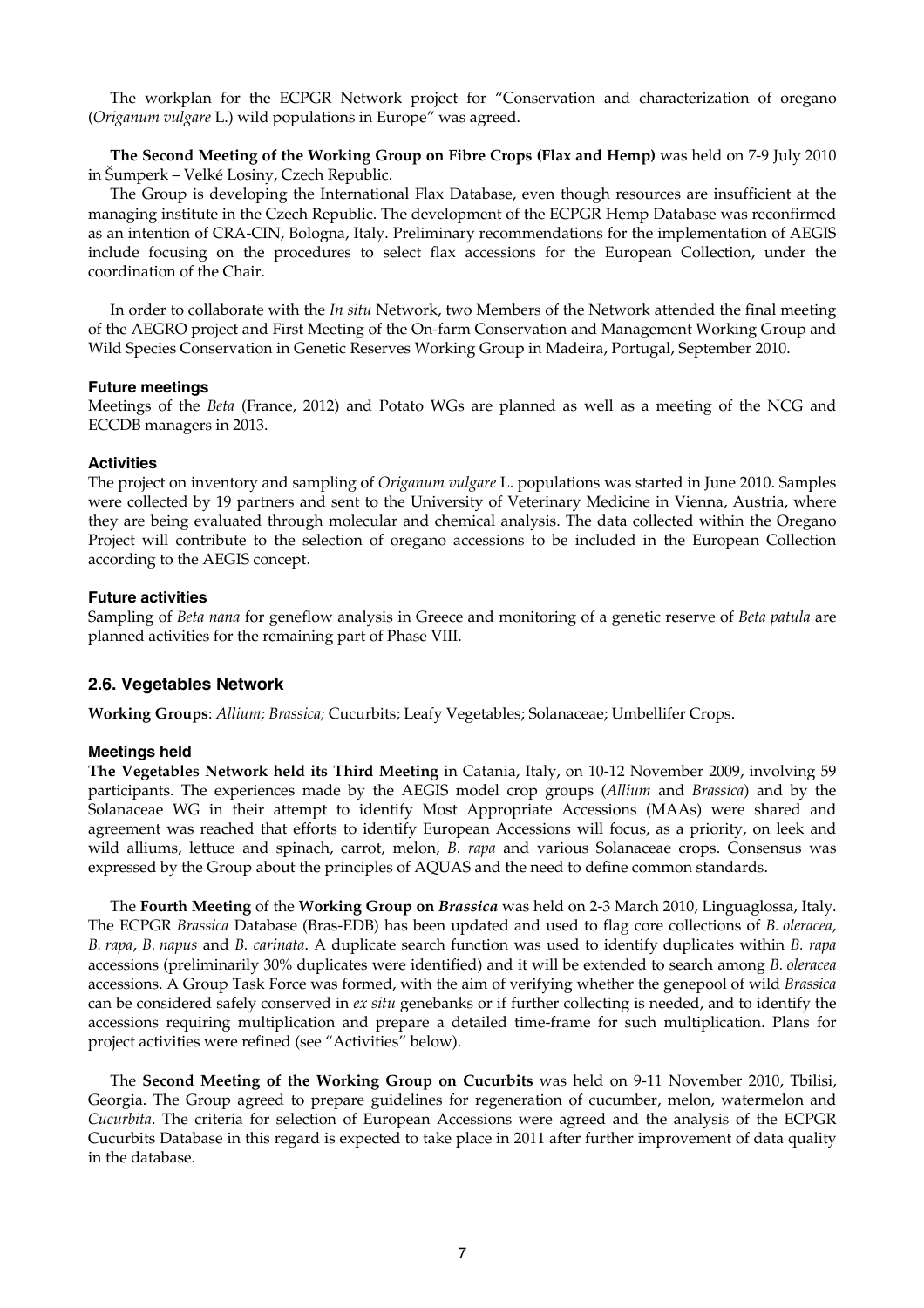The workplan for the ECPGR Network project for "Conservation and characterization of oregano (*Origanum vulgare* L.) wild populations in Europe" was agreed.

**The Second Meeting of the Working Group on Fibre Crops (Flax and Hemp)** was held on 7-9 July 2010 in Šumperk – Velké Losiny, Czech Republic.

The Group is developing the International Flax Database, even though resources are insufficient at the managing institute in the Czech Republic. The development of the ECPGR Hemp Database was reconfirmed as an intention of CRA-CIN, Bologna, Italy. Preliminary recommendations for the implementation of AEGIS include focusing on the procedures to select flax accessions for the European Collection, under the coordination of the Chair.

In order to collaborate with the *In situ* Network, two Members of the Network attended the final meeting of the AEGRO project and First Meeting of the On-farm Conservation and Management Working Group and Wild Species Conservation in Genetic Reserves Working Group in Madeira, Portugal, September 2010.

#### Future meetings

Meetings of the *Beta* (France, 2012) and Potato WGs are planned as well as a meeting of the NCG and ECCDB managers in 2013.

#### Activities

The project on inventory and sampling of *Origanum vulgare* L. populations was started in June 2010. Samples were collected by 19 partners and sent to the University of Veterinary Medicine in Vienna, Austria, where they are being evaluated through molecular and chemical analysis. The data collected within the Oregano Project will contribute to the selection of oregano accessions to be included in the European Collection according to the AEGIS concept.

#### Future activities

Sampling of *Beta nana* for geneflow analysis in Greece and monitoring of a genetic reserve of *Beta patula* are planned activities for the remaining part of Phase VIII.

### 2.6. Vegetables Network

**Working Groups**: *Allium; Brassica;* Cucurbits; Leafy Vegetables; Solanaceae; Umbellifer Crops.

#### Meetings held

**The Vegetables Network held its Third Meeting** in Catania, Italy, on 10-12 November 2009, involving 59 participants. The experiences made by the AEGIS model crop groups (*Allium* and *Brassica*) and by the Solanaceae WG in their attempt to identify Most Appropriate Accessions (MAAs) were shared and agreement was reached that efforts to identify European Accessions will focus, as a priority, on leek and wild alliums, lettuce and spinach, carrot, melon, *B. rapa* and various Solanaceae crops. Consensus was expressed by the Group about the principles of AQUAS and the need to define common standards.

The **Fourth Meeting** of the **Working Group on *Brassica*** was held on 2-3 March 2010, Linguaglossa, Italy. The ECPGR *Brassica* Database (Bras-EDB) has been updated and used to flag core collections of *B. oleracea*, *B. rapa*, *B. napus* and *B. carinata*. A duplicate search function was used to identify duplicates within *B. rapa* accessions (preliminarily 30% duplicates were identified) and it will be extended to search among *B. oleracea* accessions. A Group Task Force was formed, with the aim of verifying whether the genepool of wild *Brassica* can be considered safely conserved in *ex situ* genebanks or if further collecting is needed, and to identify the accessions requiring multiplication and prepare a detailed time-frame for such multiplication. Plans for project activities were refined (see "Activities" below).

The **Second Meeting of the Working Group on Cucurbits** was held on 9-11 November 2010, Tbilisi, Georgia. The Group agreed to prepare guidelines for regeneration of cucumber, melon, watermelon and *Cucurbita*. The criteria for selection of European Accessions were agreed and the analysis of the ECPGR Cucurbits Database in this regard is expected to take place in 2011 after further improvement of data quality in the database.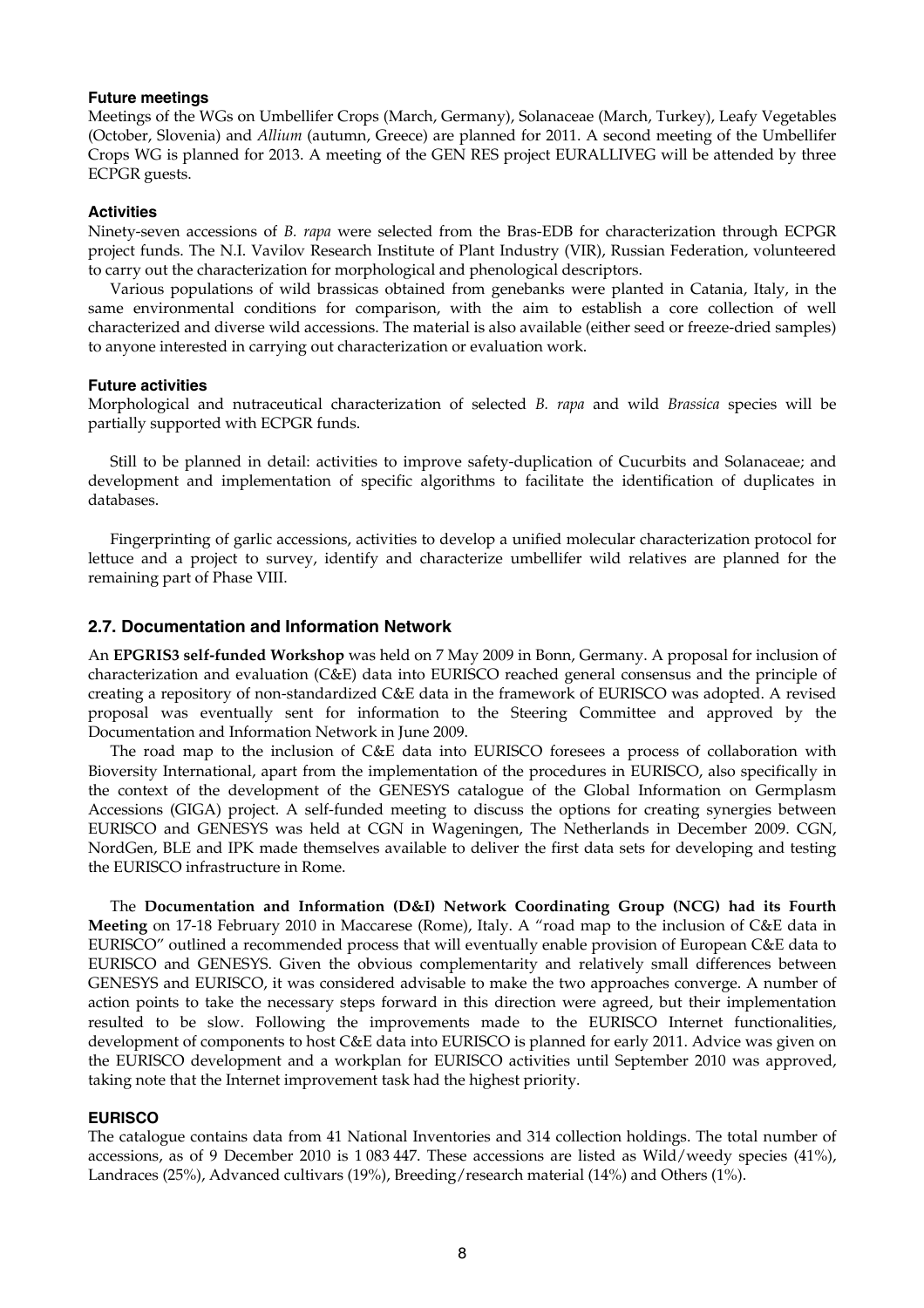#### Future meetings

Meetings of the WGs on Umbellifer Crops (March, Germany), Solanaceae (March, Turkey), Leafy Vegetables (October, Slovenia) and *Allium* (autumn, Greece) are planned for 2011. A second meeting of the Umbellifer Crops WG is planned for 2013. A meeting of the GEN RES project EURALLIVEG will be attended by three ECPGR guests.

#### Activities

Ninety-seven accessions of *B. rapa* were selected from the Bras-EDB for characterization through ECPGR project funds. The N.I. Vavilov Research Institute of Plant Industry (VIR), Russian Federation, volunteered to carry out the characterization for morphological and phenological descriptors.

Various populations of wild brassicas obtained from genebanks were planted in Catania, Italy, in the same environmental conditions for comparison, with the aim to establish a core collection of well characterized and diverse wild accessions. The material is also available (either seed or freeze-dried samples) to anyone interested in carrying out characterization or evaluation work.

#### Future activities

Morphological and nutraceutical characterization of selected *B. rapa* and wild *Brassica* species will be partially supported with ECPGR funds.

Still to be planned in detail: activities to improve safety-duplication of Cucurbits and Solanaceae; and development and implementation of specific algorithms to facilitate the identification of duplicates in databases.

Fingerprinting of garlic accessions, activities to develop a unified molecular characterization protocol for lettuce and a project to survey, identify and characterize umbellifer wild relatives are planned for the remaining part of Phase VIII.

### 2.7. Documentation and Information Network

An **EPGRIS3 self-funded Workshop** was held on 7 May 2009 in Bonn, Germany. A proposal for inclusion of characterization and evaluation (C&E) data into EURISCO reached general consensus and the principle of creating a repository of non-standardized C&E data in the framework of EURISCO was adopted. A revised proposal was eventually sent for information to the Steering Committee and approved by the Documentation and Information Network in June 2009.

The road map to the inclusion of C&E data into EURISCO foresees a process of collaboration with Bioversity International, apart from the implementation of the procedures in EURISCO, also specifically in the context of the development of the GENESYS catalogue of the Global Information on Germplasm Accessions (GIGA) project. A self-funded meeting to discuss the options for creating synergies between EURISCO and GENESYS was held at CGN in Wageningen, The Netherlands in December 2009. CGN, NordGen, BLE and IPK made themselves available to deliver the first data sets for developing and testing the EURISCO infrastructure in Rome.

The **Documentation and Information (D&I) Network Coordinating Group (NCG) had its Fourth Meeting** on 17-18 February 2010 in Maccarese (Rome), Italy. A "road map to the inclusion of C&E data in EURISCO" outlined a recommended process that will eventually enable provision of European C&E data to EURISCO and GENESYS. Given the obvious complementarity and relatively small differences between GENESYS and EURISCO, it was considered advisable to make the two approaches converge. A number of action points to take the necessary steps forward in this direction were agreed, but their implementation resulted to be slow. Following the improvements made to the EURISCO Internet functionalities, development of components to host C&E data into EURISCO is planned for early 2011. Advice was given on the EURISCO development and a workplan for EURISCO activities until September 2010 was approved, taking note that the Internet improvement task had the highest priority.

#### EURISCO

The catalogue contains data from 41 National Inventories and 314 collection holdings. The total number of accessions, as of 9 December 2010 is 1 083 447. These accessions are listed as Wild/weedy species (41%), Landraces (25%), Advanced cultivars (19%), Breeding/research material (14%) and Others (1%).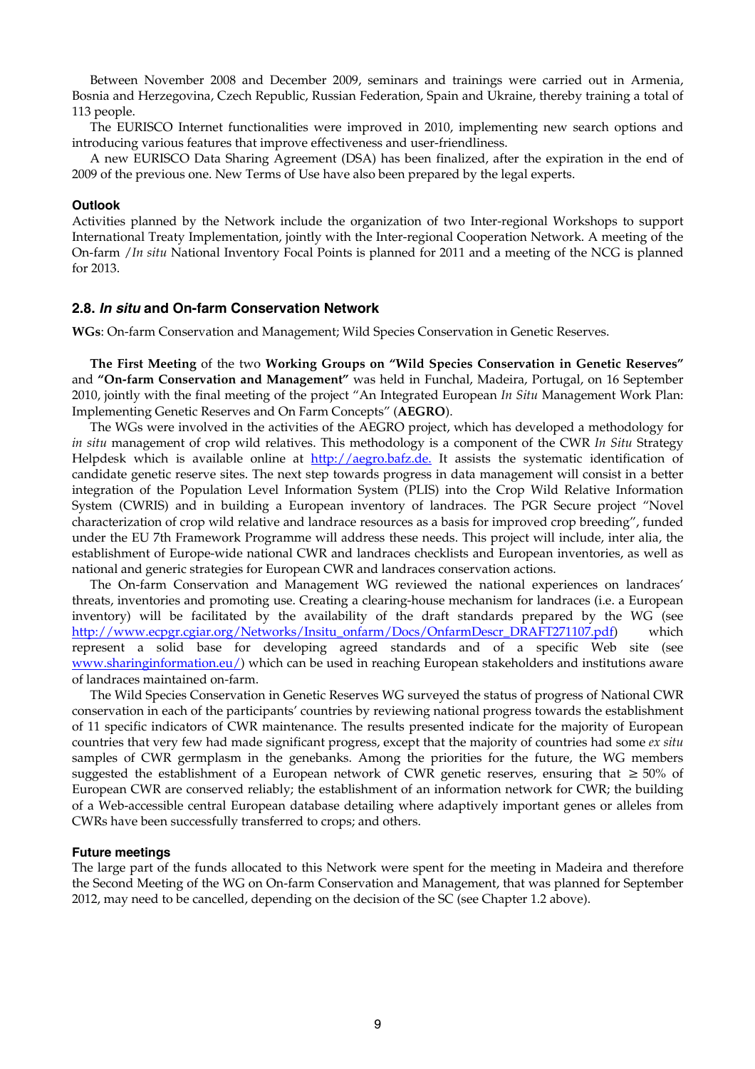Between November 2008 and December 2009, seminars and trainings were carried out in Armenia, Bosnia and Herzegovina, Czech Republic, Russian Federation, Spain and Ukraine, thereby training a total of 113 people.

The EURISCO Internet functionalities were improved in 2010, implementing new search options and introducing various features that improve effectiveness and user-friendliness.

A new EURISCO Data Sharing Agreement (DSA) has been finalized, after the expiration in the end of 2009 of the previous one. New Terms of Use have also been prepared by the legal experts.

#### Outlook

Activities planned by the Network include the organization of two Inter-regional Workshops to support International Treaty Implementation, jointly with the Inter-regional Cooperation Network. A meeting of the On-farm /*In situ* National Inventory Focal Points is planned for 2011 and a meeting of the NCG is planned for 2013.

### 2.8. *In situ* and On-farm Conservation Network

**WGs**: On-farm Conservation and Management; Wild Species Conservation in Genetic Reserves.

**The First Meeting** of the two **Working Groups on "Wild Species Conservation in Genetic Reserves"** and **"On-farm Conservation and Management"** was held in Funchal, Madeira, Portugal, on 16 September 2010, jointly with the final meeting of the project "An Integrated European *In Situ* Management Work Plan: Implementing Genetic Reserves and On Farm Concepts" (**AEGRO**).

The WGs were involved in the activities of the AEGRO project, which has developed a methodology for *in situ* management of crop wild relatives. This methodology is a component of the CWR *In Situ* Strategy Helpdesk which is available online at http://aegro.bafz.de. It assists the systematic identification of candidate genetic reserve sites. The next step towards progress in data management will consist in a better integration of the Population Level Information System (PLIS) into the Crop Wild Relative Information System (CWRIS) and in building a European inventory of landraces. The PGR Secure project "Novel characterization of crop wild relative and landrace resources as a basis for improved crop breeding", funded under the EU 7th Framework Programme will address these needs. This project will include, inter alia, the establishment of Europe-wide national CWR and landraces checklists and European inventories, as well as national and generic strategies for European CWR and landraces conservation actions.

The On-farm Conservation and Management WG reviewed the national experiences on landraces' threats, inventories and promoting use. Creating a clearing-house mechanism for landraces (i.e. a European inventory) will be facilitated by the availability of the draft standards prepared by the WG (see http://www.ecpgr.cgiar.org/Networks/Insitu_onfarm/Docs/OnfarmDescr_DRAFT271107.pdf) which represent a solid base for developing agreed standards and of a specific Web site (see www.sharinginformation.eu/) which can be used in reaching European stakeholders and institutions aware of landraces maintained on-farm.

The Wild Species Conservation in Genetic Reserves WG surveyed the status of progress of National CWR conservation in each of the participants' countries by reviewing national progress towards the establishment of 11 specific indicators of CWR maintenance. The results presented indicate for the majority of European countries that very few had made significant progress, except that the majority of countries had some *ex situ* samples of CWR germplasm in the genebanks. Among the priorities for the future, the WG members suggested the establishment of a European network of CWR genetic reserves, ensuring that ≥ 50% of European CWR are conserved reliably; the establishment of an information network for CWR; the building of a Web-accessible central European database detailing where adaptively important genes or alleles from CWRs have been successfully transferred to crops; and others.

#### Future meetings

The large part of the funds allocated to this Network were spent for the meeting in Madeira and therefore the Second Meeting of the WG on On-farm Conservation and Management, that was planned for September 2012, may need to be cancelled, depending on the decision of the SC (see Chapter 1.2 above).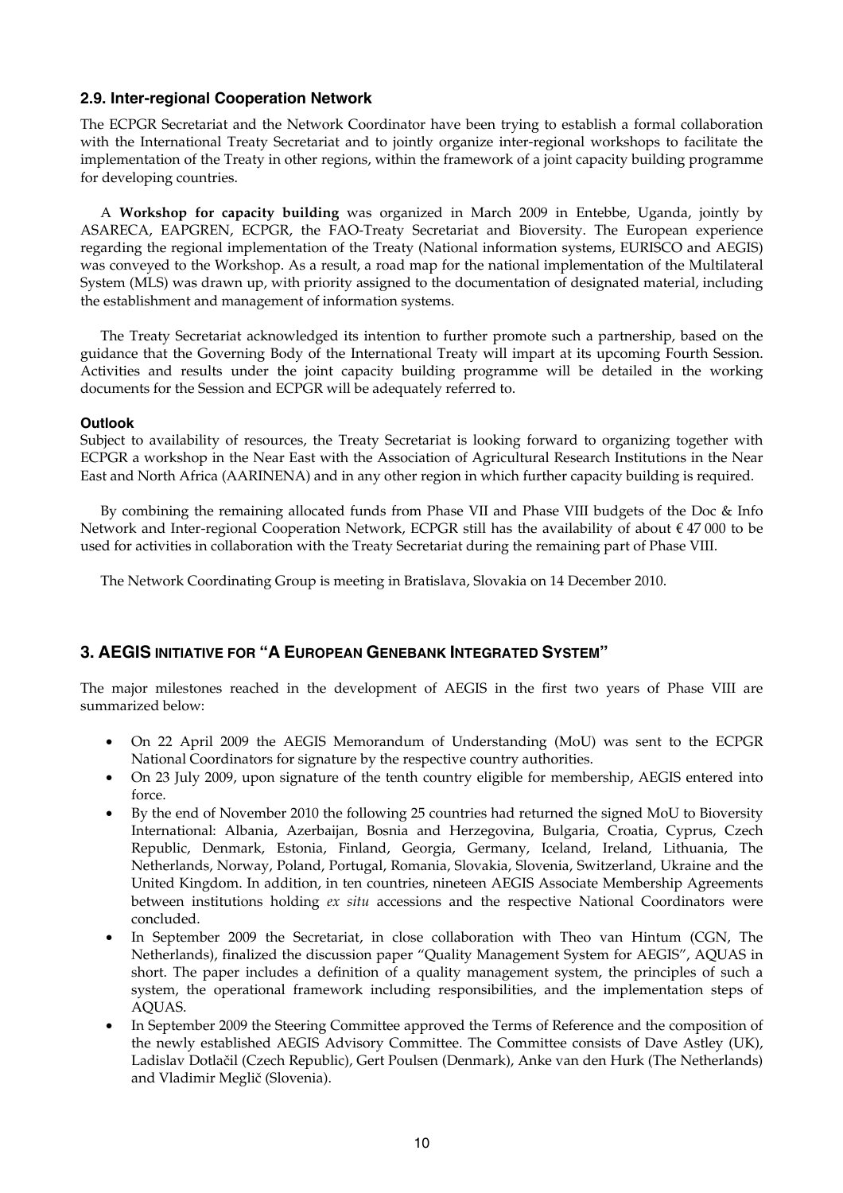## 2.9. Inter-regional Cooperation Network

The ECPGR Secretariat and the Network Coordinator have been trying to establish a formal collaboration with the International Treaty Secretariat and to jointly organize inter-regional workshops to facilitate the implementation of the Treaty in other regions, within the framework of a joint capacity building programme for developing countries.

A **Workshop for capacity building** was organized in March 2009 in Entebbe, Uganda, jointly by ASARECA, EAPGREN, ECPGR, the FAO-Treaty Secretariat and Bioversity. The European experience regarding the regional implementation of the Treaty (National information systems, EURISCO and AEGIS) was conveyed to the Workshop. As a result, a road map for the national implementation of the Multilateral System (MLS) was drawn up, with priority assigned to the documentation of designated material, including the establishment and management of information systems.

The Treaty Secretariat acknowledged its intention to further promote such a partnership, based on the guidance that the Governing Body of the International Treaty will impart at its upcoming Fourth Session. Activities and results under the joint capacity building programme will be detailed in the working documents for the Session and ECPGR will be adequately referred to.

**Outlook**

Subject to availability of resources, the Treaty Secretariat is looking forward to organizing together with ECPGR a workshop in the Near East with the Association of Agricultural Research Institutions in the Near East and North Africa (AARINENA) and in any other region in which further capacity building is required.

By combining the remaining allocated funds from Phase VII and Phase VIII budgets of the Doc & Info Network and Inter-regional Cooperation Network, ECPGR still has the availability of about € 47 000 to be used for activities in collaboration with the Treaty Secretariat during the remaining part of Phase VIII.

The Network Coordinating Group is meeting in Bratislava, Slovakia on 14 December 2010.

## 3. AEGIS INITIATIVE FOR "A EUROPEAN GENEBANK INTEGRATED SYSTEM"

The major milestones reached in the development of AEGIS in the first two years of Phase VIII are summarized below:

- On 22 April 2009 the AEGIS Memorandum of Understanding (MoU) was sent to the ECPGR National Coordinators for signature by the respective country authorities.
- On 23 July 2009, upon signature of the tenth country eligible for membership, AEGIS entered into force.
- By the end of November 2010 the following 25 countries had returned the signed MoU to Bioversity International: Albania, Azerbaijan, Bosnia and Herzegovina, Bulgaria, Croatia, Cyprus, Czech Republic, Denmark, Estonia, Finland, Georgia, Germany, Iceland, Ireland, Lithuania, The Netherlands, Norway, Poland, Portugal, Romania, Slovakia, Slovenia, Switzerland, Ukraine and the United Kingdom. In addition, in ten countries, nineteen AEGIS Associate Membership Agreements between institutions holding *ex situ* accessions and the respective National Coordinators were concluded.
- In September 2009 the Secretariat, in close collaboration with Theo van Hintum (CGN, The Netherlands), finalized the discussion paper "Quality Management System for AEGIS", AQUAS in short. The paper includes a definition of a quality management system, the principles of such a system, the operational framework including responsibilities, and the implementation steps of AQUAS.
- In September 2009 the Steering Committee approved the Terms of Reference and the composition of the newly established AEGIS Advisory Committee. The Committee consists of Dave Astley (UK), Ladislav Dotlačil (Czech Republic), Gert Poulsen (Denmark), Anke van den Hurk (The Netherlands) and Vladimir Meglič (Slovenia).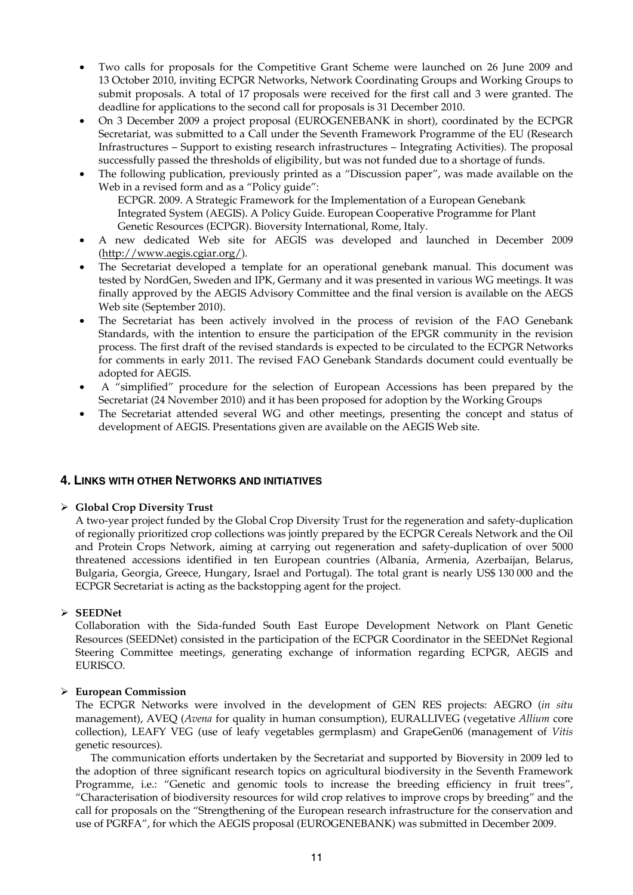- Two calls for proposals for the Competitive Grant Scheme were launched on 26 June 2009 and 13 October 2010, inviting ECPGR Networks, Network Coordinating Groups and Working Groups to submit proposals. A total of 17 proposals were received for the first call and 3 were granted. The deadline for applications to the second call for proposals is 31 December 2010.
- On 3 December 2009 a project proposal (EUROGENEBANK in short), coordinated by the ECPGR Secretariat, was submitted to a Call under the Seventh Framework Programme of the EU (Research Infrastructures – Support to existing research infrastructures – Integrating Activities). The proposal successfully passed the thresholds of eligibility, but was not funded due to a shortage of funds.
- The following publication, previously printed as a "Discussion paper", was made available on the Web in a revised form and as a "Policy guide":
  ECPGR. 2009. A Strategic Framework for the Implementation of a European Genebank Integrated System (AEGIS). A Policy Guide. European Cooperative Programme for Plant Genetic Resources (ECPGR). Bioversity International, Rome, Italy.
- A new dedicated Web site for AEGIS was developed and launched in December 2009 (http://www.aegis.cgiar.org/).
- The Secretariat developed a template for an operational genebank manual. This document was tested by NordGen, Sweden and IPK, Germany and it was presented in various WG meetings. It was finally approved by the AEGIS Advisory Committee and the final version is available on the AEGS Web site (September 2010).
- The Secretariat has been actively involved in the process of revision of the FAO Genebank Standards, with the intention to ensure the participation of the EPGR community in the revision process. The first draft of the revised standards is expected to be circulated to the ECPGR Networks for comments in early 2011. The revised FAO Genebank Standards document could eventually be adopted for AEGIS.
- A "simplified" procedure for the selection of European Accessions has been prepared by the Secretariat (24 November 2010) and it has been proposed for adoption by the Working Groups
- The Secretariat attended several WG and other meetings, presenting the concept and status of development of AEGIS. Presentations given are available on the AEGIS Web site.

## 4. Links with other Networks and initiatives

- **Global Crop Diversity Trust**

  A two-year project funded by the Global Crop Diversity Trust for the regeneration and safety-duplication of regionally prioritized crop collections was jointly prepared by the ECPGR Cereals Network and the Oil and Protein Crops Network, aiming at carrying out regeneration and safety-duplication of over 5000 threatened accessions identified in ten European countries (Albania, Armenia, Azerbaijan, Belarus, Bulgaria, Georgia, Greece, Hungary, Israel and Portugal). The total grant is nearly US$ 130 000 and the ECPGR Secretariat is acting as the backstopping agent for the project.

- **SEEDNet**

  Collaboration with the Sida-funded South East Europe Development Network on Plant Genetic Resources (SEEDNet) consisted in the participation of the ECPGR Coordinator in the SEEDNet Regional Steering Committee meetings, generating exchange of information regarding ECPGR, AEGIS and EURISCO.

- **European Commission**

  The ECPGR Networks were involved in the development of GEN RES projects: AEGRO (*in situ* management), AVEQ (*Avena* for quality in human consumption), EURALLIVEG (vegetative *Allium* core collection), LEAFY VEG (use of leafy vegetables germplasm) and GrapeGen06 (management of *Vitis* genetic resources).

  The communication efforts undertaken by the Secretariat and supported by Bioversity in 2009 led to the adoption of three significant research topics on agricultural biodiversity in the Seventh Framework Programme, i.e.: "Genetic and genomic tools to increase the breeding efficiency in fruit trees", "Characterisation of biodiversity resources for wild crop relatives to improve crops by breeding" and the call for proposals on the "Strengthening of the European research infrastructure for the conservation and use of PGRFA", for which the AEGIS proposal (EUROGENEBANK) was submitted in December 2009.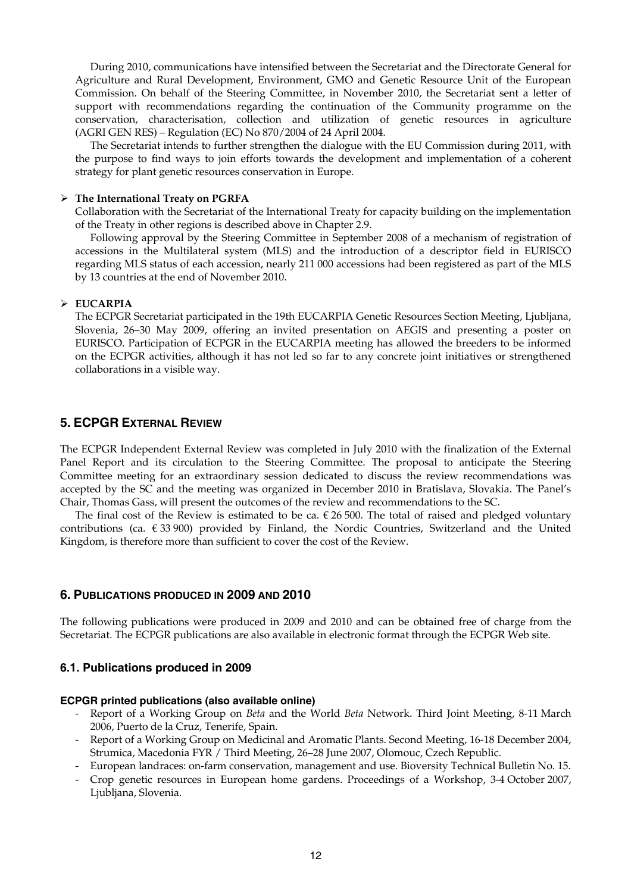During 2010, communications have intensified between the Secretariat and the Directorate General for Agriculture and Rural Development, Environment, GMO and Genetic Resource Unit of the European Commission. On behalf of the Steering Committee, in November 2010, the Secretariat sent a letter of support with recommendations regarding the continuation of the Community programme on the conservation, characterisation, collection and utilization of genetic resources in agriculture (AGRI GEN RES) – Regulation (EC) No 870/2004 of 24 April 2004.

The Secretariat intends to further strengthen the dialogue with the EU Commission during 2011, with the purpose to find ways to join efforts towards the development and implementation of a coherent strategy for plant genetic resources conservation in Europe.

- **The International Treaty on PGRFA**

Collaboration with the Secretariat of the International Treaty for capacity building on the implementation of the Treaty in other regions is described above in Chapter 2.9.

Following approval by the Steering Committee in September 2008 of a mechanism of registration of accessions in the Multilateral system (MLS) and the introduction of a descriptor field in EURISCO regarding MLS status of each accession, nearly 211 000 accessions had been registered as part of the MLS by 13 countries at the end of November 2010.

- **EUCARPIA**

The ECPGR Secretariat participated in the 19th EUCARPIA Genetic Resources Section Meeting, Ljubljana, Slovenia, 26–30 May 2009, offering an invited presentation on AEGIS and presenting a poster on EURISCO. Participation of ECPGR in the EUCARPIA meeting has allowed the breeders to be informed on the ECPGR activities, although it has not led so far to any concrete joint initiatives or strengthened collaborations in a visible way.

## 5. ECPGR External Review

The ECPGR Independent External Review was completed in July 2010 with the finalization of the External Panel Report and its circulation to the Steering Committee. The proposal to anticipate the Steering Committee meeting for an extraordinary session dedicated to discuss the review recommendations was accepted by the SC and the meeting was organized in December 2010 in Bratislava, Slovakia. The Panel's Chair, Thomas Gass, will present the outcomes of the review and recommendations to the SC.

The final cost of the Review is estimated to be ca. € 26 500. The total of raised and pledged voluntary contributions (ca. € 33 900) provided by Finland, the Nordic Countries, Switzerland and the United Kingdom, is therefore more than sufficient to cover the cost of the Review.

## 6. Publications produced in 2009 and 2010

The following publications were produced in 2009 and 2010 and can be obtained free of charge from the Secretariat. The ECPGR publications are also available in electronic format through the ECPGR Web site.

### 6.1. Publications produced in 2009

#### ECPGR printed publications (also available online)

- Report of a Working Group on *Beta* and the World *Beta* Network. Third Joint Meeting, 8-11 March 2006, Puerto de la Cruz, Tenerife, Spain.
- Report of a Working Group on Medicinal and Aromatic Plants. Second Meeting, 16-18 December 2004, Strumica, Macedonia FYR / Third Meeting, 26–28 June 2007, Olomouc, Czech Republic.
- European landraces: on-farm conservation, management and use. Bioversity Technical Bulletin No. 15.
- Crop genetic resources in European home gardens. Proceedings of a Workshop, 3-4 October 2007, Ljubljana, Slovenia.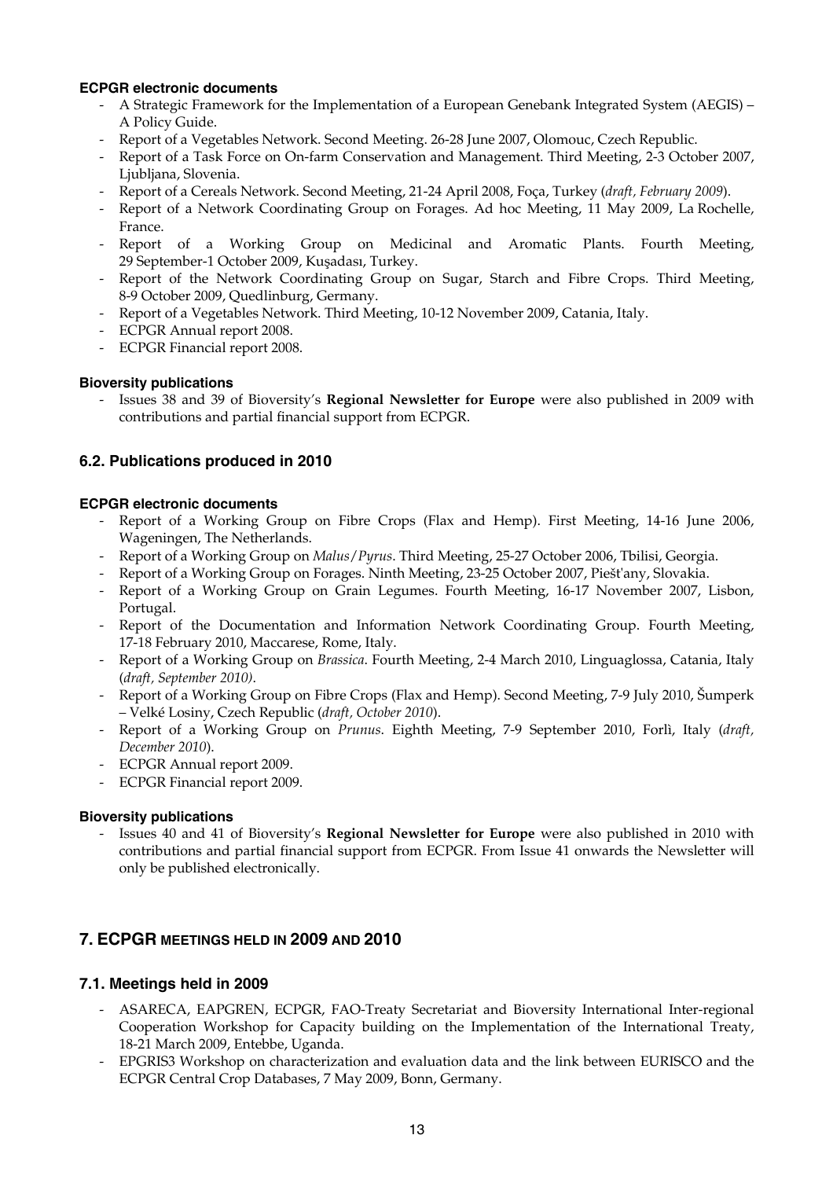#### ECPGR electronic documents

- A Strategic Framework for the Implementation of a European Genebank Integrated System (AEGIS) – A Policy Guide.
- Report of a Vegetables Network. Second Meeting. 26-28 June 2007, Olomouc, Czech Republic.
- Report of a Task Force on On-farm Conservation and Management. Third Meeting, 2-3 October 2007, Ljubljana, Slovenia.
- Report of a Cereals Network. Second Meeting, 21-24 April 2008, Foça, Turkey (*draft, February 2009*).
- Report of a Network Coordinating Group on Forages. Ad hoc Meeting, 11 May 2009, La Rochelle, France.
- Report of a Working Group on Medicinal and Aromatic Plants. Fourth Meeting, 29 September-1 October 2009, Kuşadası, Turkey.
- Report of the Network Coordinating Group on Sugar, Starch and Fibre Crops. Third Meeting, 8-9 October 2009, Quedlinburg, Germany.
- Report of a Vegetables Network. Third Meeting, 10-12 November 2009, Catania, Italy.
- ECPGR Annual report 2008.
- ECPGR Financial report 2008.

#### Bioversity publications

- Issues 38 and 39 of Bioversity's **Regional Newsletter for Europe** were also published in 2009 with contributions and partial financial support from ECPGR.

### 6.2. Publications produced in 2010

#### ECPGR electronic documents

- Report of a Working Group on Fibre Crops (Flax and Hemp). First Meeting, 14-16 June 2006, Wageningen, The Netherlands.
- Report of a Working Group on *Malus*/*Pyrus*. Third Meeting, 25-27 October 2006, Tbilisi, Georgia.
- Report of a Working Group on Forages. Ninth Meeting, 23-25 October 2007, Piešťany, Slovakia.
- Report of a Working Group on Grain Legumes. Fourth Meeting, 16-17 November 2007, Lisbon, Portugal.
- Report of the Documentation and Information Network Coordinating Group. Fourth Meeting, 17-18 February 2010, Maccarese, Rome, Italy.
- Report of a Working Group on *Brassica*. Fourth Meeting, 2-4 March 2010, Linguaglossa, Catania, Italy (*draft, September 2010)*.
- Report of a Working Group on Fibre Crops (Flax and Hemp). Second Meeting, 7-9 July 2010, Šumperk – Velké Losiny, Czech Republic (*draft, October 2010*).
- Report of a Working Group on *Prunus*. Eighth Meeting, 7-9 September 2010, Forlì, Italy (*draft, December 2010*).
- ECPGR Annual report 2009.
- ECPGR Financial report 2009.

#### Bioversity publications

- Issues 40 and 41 of Bioversity's **Regional Newsletter for Europe** were also published in 2010 with contributions and partial financial support from ECPGR. From Issue 41 onwards the Newsletter will only be published electronically.

## 7. ECPGR MEETINGS HELD IN 2009 AND 2010

### 7.1. Meetings held in 2009

- ASARECA, EAPGREN, ECPGR, FAO-Treaty Secretariat and Bioversity International Inter-regional Cooperation Workshop for Capacity building on the Implementation of the International Treaty, 18-21 March 2009, Entebbe, Uganda.
- EPGRIS3 Workshop on characterization and evaluation data and the link between EURISCO and the ECPGR Central Crop Databases, 7 May 2009, Bonn, Germany.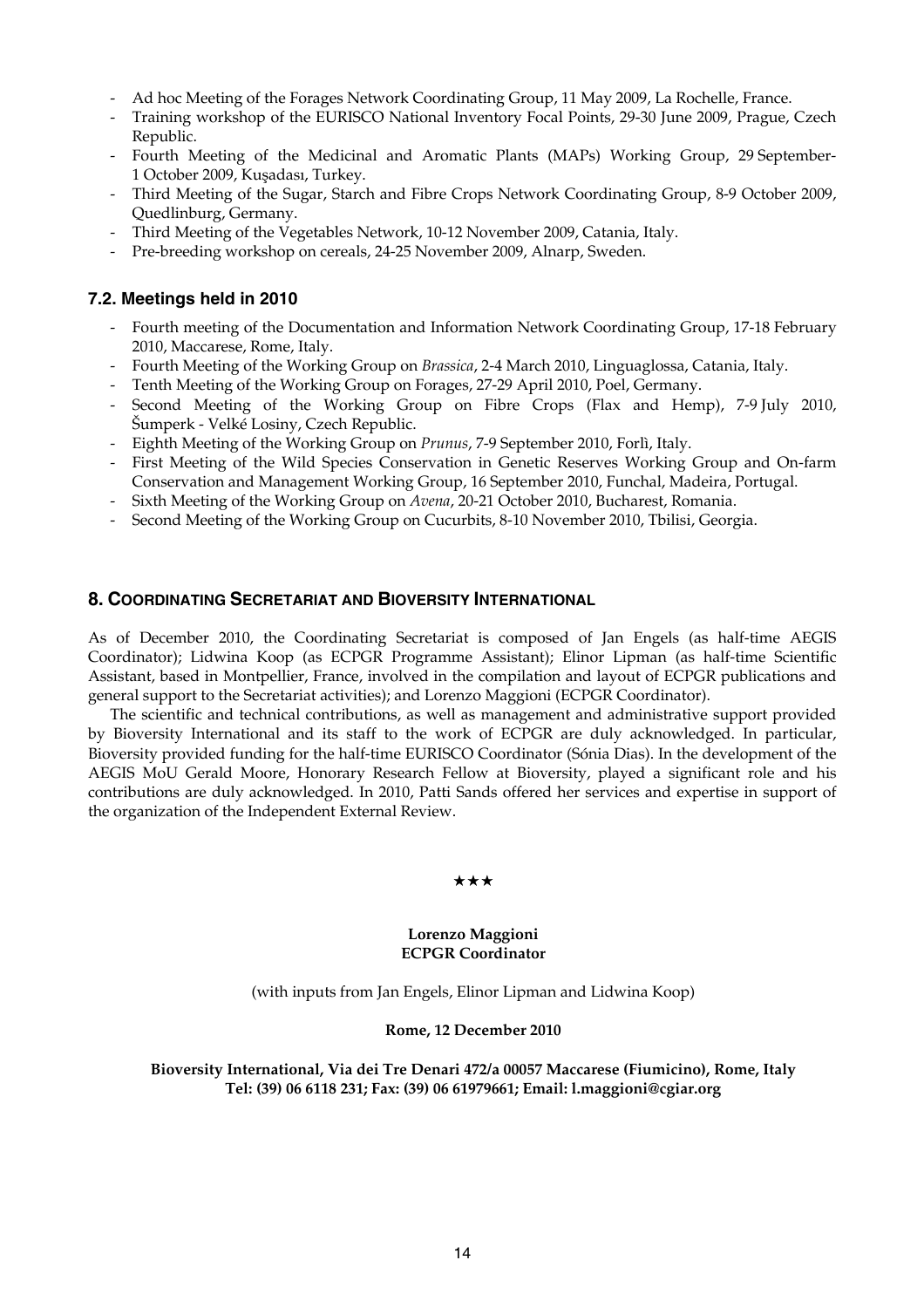- Ad hoc Meeting of the Forages Network Coordinating Group, 11 May 2009, La Rochelle, France.
- Training workshop of the EURISCO National Inventory Focal Points, 29-30 June 2009, Prague, Czech Republic.
- Fourth Meeting of the Medicinal and Aromatic Plants (MAPs) Working Group, 29 September-1 October 2009, Kuşadası, Turkey.
- Third Meeting of the Sugar, Starch and Fibre Crops Network Coordinating Group, 8-9 October 2009, Quedlinburg, Germany.
- Third Meeting of the Vegetables Network, 10-12 November 2009, Catania, Italy.
- Pre-breeding workshop on cereals, 24-25 November 2009, Alnarp, Sweden.

### 7.2. Meetings held in 2010

- Fourth meeting of the Documentation and Information Network Coordinating Group, 17-18 February 2010, Maccarese, Rome, Italy.
- Fourth Meeting of the Working Group on *Brassica*, 2-4 March 2010, Linguaglossa, Catania, Italy.
- Tenth Meeting of the Working Group on Forages, 27-29 April 2010, Poel, Germany.
- Second Meeting of the Working Group on Fibre Crops (Flax and Hemp), 7-9 July 2010, Šumperk - Velké Losiny, Czech Republic.
- Eighth Meeting of the Working Group on *Prunus*, 7-9 September 2010, Forlì, Italy.
- First Meeting of the Wild Species Conservation in Genetic Reserves Working Group and On-farm Conservation and Management Working Group, 16 September 2010, Funchal, Madeira, Portugal.
- Sixth Meeting of the Working Group on *Avena*, 20-21 October 2010, Bucharest, Romania.
- Second Meeting of the Working Group on Cucurbits, 8-10 November 2010, Tbilisi, Georgia.

## 8. Coordinating Secretariat and Bioversity International

As of December 2010, the Coordinating Secretariat is composed of Jan Engels (as half-time AEGIS Coordinator); Lidwina Koop (as ECPGR Programme Assistant); Elinor Lipman (as half-time Scientific Assistant, based in Montpellier, France, involved in the compilation and layout of ECPGR publications and general support to the Secretariat activities); and Lorenzo Maggioni (ECPGR Coordinator).

The scientific and technical contributions, as well as management and administrative support provided by Bioversity International and its staff to the work of ECPGR are duly acknowledged. In particular, Bioversity provided funding for the half-time EURISCO Coordinator (Sónia Dias). In the development of the AEGIS MoU Gerald Moore, Honorary Research Fellow at Bioversity, played a significant role and his contributions are duly acknowledged. In 2010, Patti Sands offered her services and expertise in support of the organization of the Independent External Review.

★★★

**Lorenzo Maggioni**
**ECPGR Coordinator**

(with inputs from Jan Engels, Elinor Lipman and Lidwina Koop)

**Rome, 12 December 2010**

**Bioversity International, Via dei Tre Denari 472/a 00057 Maccarese (Fiumicino), Rome, Italy**
**Tel: (39) 06 6118 231; Fax: (39) 06 61979661; Email: l.maggioni@cgiar.org**